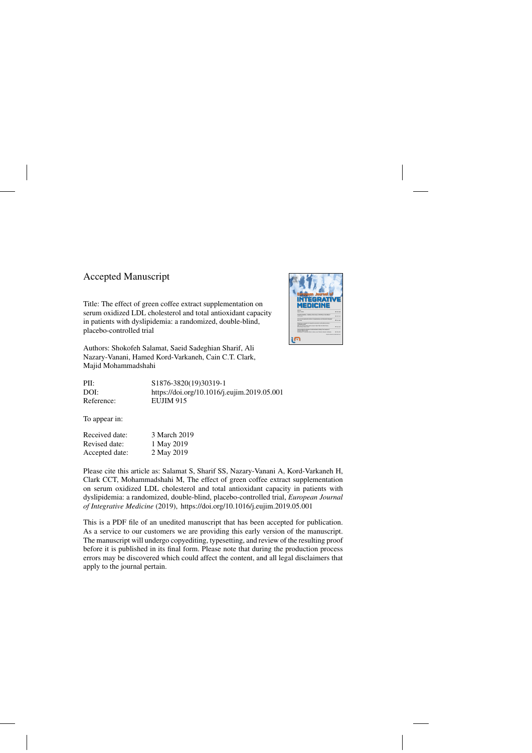Accepted Manuscript

Title: The effect of green coffee extract supplementation on serum oxidized LDL cholesterol and total antioxidant capacity in patients with dyslipidemia: a randomized, double-blind, placebo-controlled trial

Authors: Shokofeh Salamat, Saeid Sadeghian Sharif, Ali Nazary-Vanani, Hamed Kord-Varkaneh, Cain C.T. Clark, Majid Mohammadshahi

| | |
|---|---|
| PII: | S1876-3820(19)30319-1 |
| DOI: | https://doi.org/10.1016/j.eujim.2019.05.001 |
| Reference: | EUJIM 915 |

To appear in:

| | |
|---|---|
| Received date: | 3 March 2019 |
| Revised date: | 1 May 2019 |
| Accepted date: | 2 May 2019 |

Please cite this article as: Salamat S, Sharif SS, Nazary-Vanani A, Kord-Varkaneh H, Clark CCT, Mohammadshahi M, The effect of green coffee extract supplementation on serum oxidized LDL cholesterol and total antioxidant capacity in patients with dyslipidemia: a randomized, double-blind, placebo-controlled trial, *European Journal of Integrative Medicine* (2019), https://doi.org/10.1016/j.eujim.2019.05.001

This is a PDF file of an unedited manuscript that has been accepted for publication. As a service to our customers we are providing this early version of the manuscript. The manuscript will undergo copyediting, typesetting, and review of the resulting proof before it is published in its final form. Please note that during the production process errors may be discovered which could affect the content, and all legal disclaimers that apply to the journal pertain.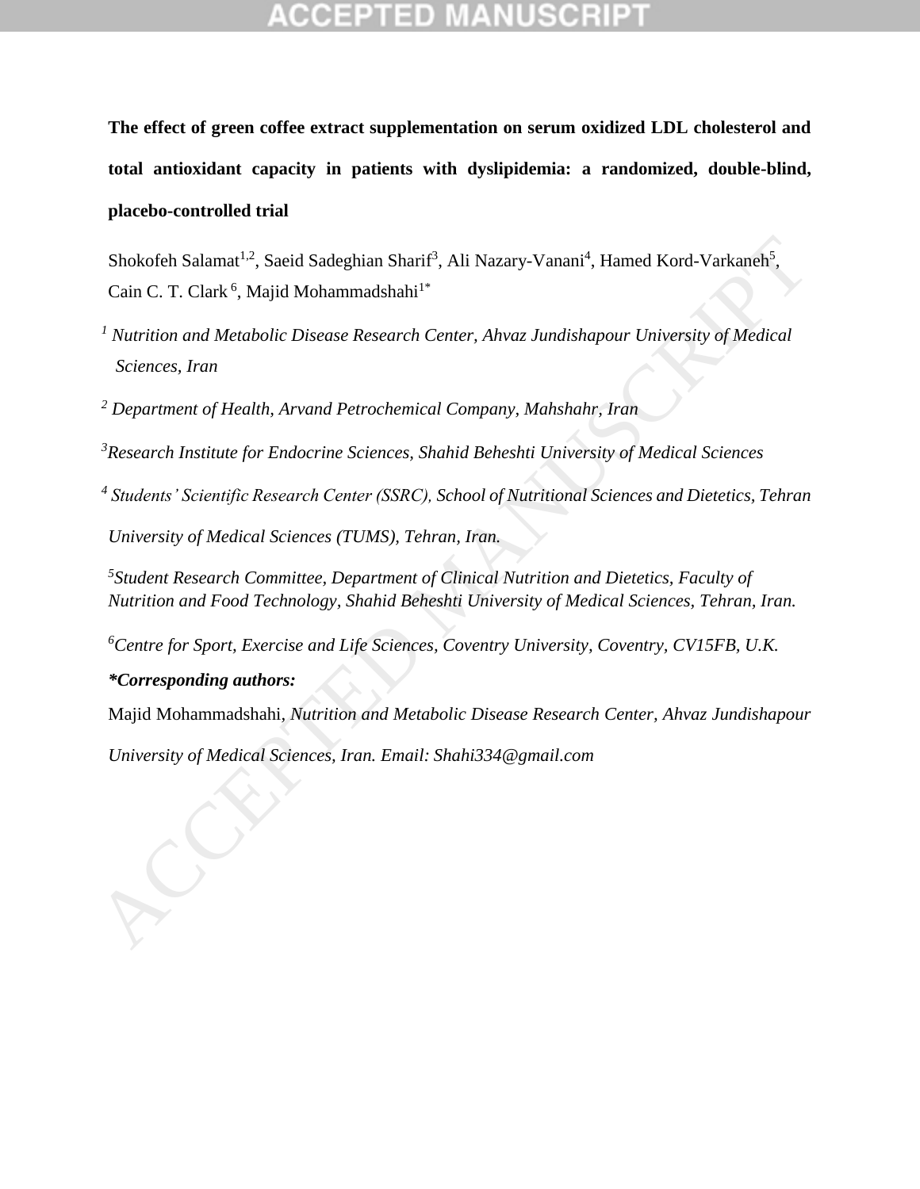**The effect of green coffee extract supplementation on serum oxidized LDL cholesterol and total antioxidant capacity in patients with dyslipidemia: a randomized, double-blind, placebo-controlled trial**

Shokofeh Salamat[1,2], Saeid Sadeghian Sharif[3], Ali Nazary-Vanani[4], Hamed Kord-Varkaneh[5], Cain C. T. Clark[6], Majid Mohammadshahi[1*]

[1] *Nutrition and Metabolic Disease Research Center, Ahvaz Jundishapour University of Medical Sciences, Iran*

[2] *Department of Health, Arvand Petrochemical Company, Mahshahr, Iran*

[3] *Research Institute for Endocrine Sciences, Shahid Beheshti University of Medical Sciences*

[4] *Students' Scientific Research Center (SSRC), School of Nutritional Sciences and Dietetics, Tehran University of Medical Sciences (TUMS), Tehran, Iran.*

[5] *Student Research Committee, Department of Clinical Nutrition and Dietetics, Faculty of Nutrition and Food Technology, Shahid Beheshti University of Medical Sciences, Tehran, Iran.*

[6] *Centre for Sport, Exercise and Life Sciences, Coventry University, Coventry, CV15FB, U.K.*

***Corresponding authors:***

Majid Mohammadshahi, *Nutrition and Metabolic Disease Research Center, Ahvaz Jundishapour University of Medical Sciences, Iran. Email: Shahi334@gmail.com*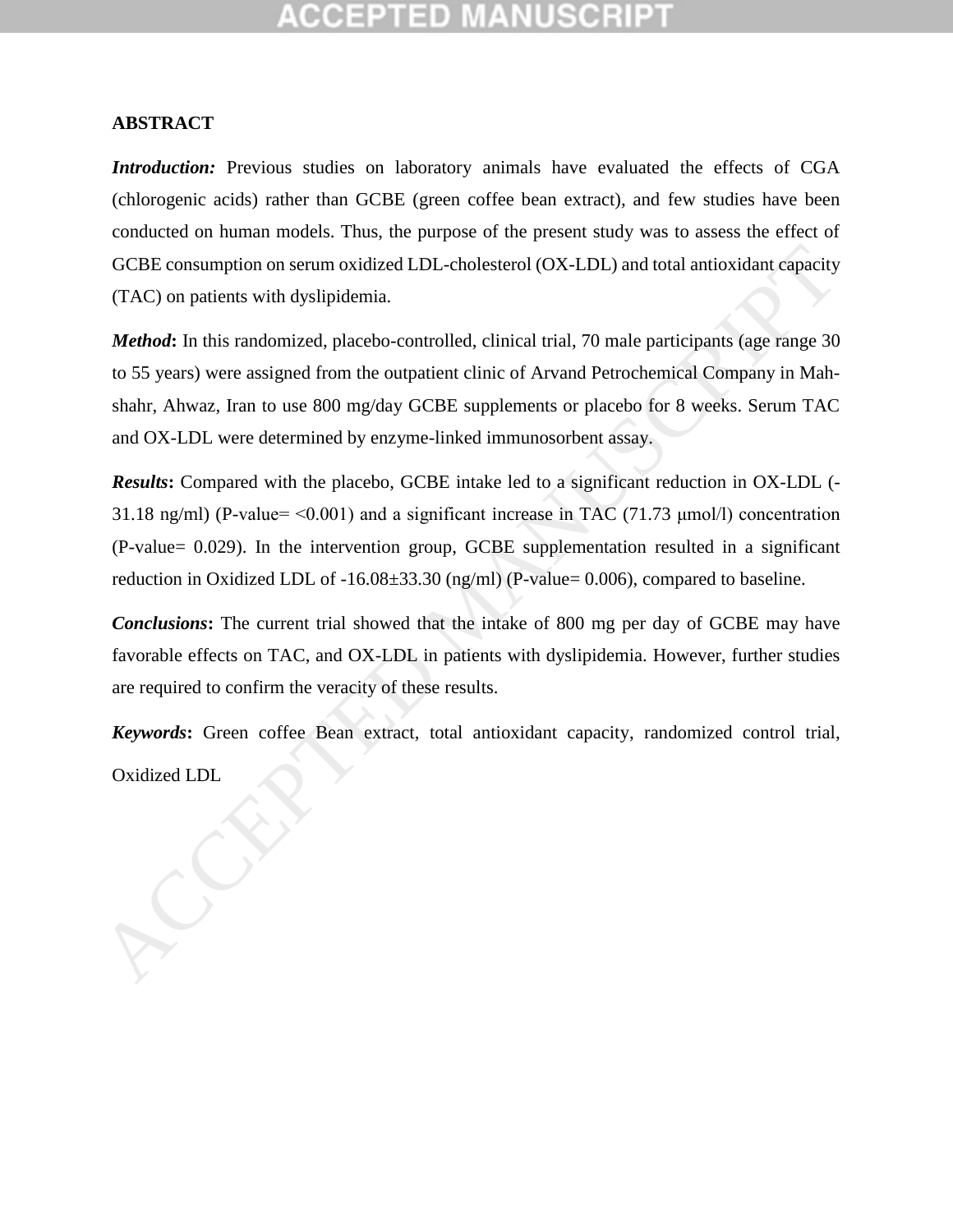## ABSTRACT

***Introduction:*** Previous studies on laboratory animals have evaluated the effects of CGA (chlorogenic acids) rather than GCBE (green coffee bean extract), and few studies have been conducted on human models. Thus, the purpose of the present study was to assess the effect of GCBE consumption on serum oxidized LDL-cholesterol (OX-LDL) and total antioxidant capacity (TAC) on patients with dyslipidemia.

***Method*:** In this randomized, placebo-controlled, clinical trial, 70 male participants (age range 30 to 55 years) were assigned from the outpatient clinic of Arvand Petrochemical Company in Mah-shahr, Ahwaz, Iran to use 800 mg/day GCBE supplements or placebo for 8 weeks. Serum TAC and OX-LDL were determined by enzyme-linked immunosorbent assay.

***Results*:** Compared with the placebo, GCBE intake led to a significant reduction in OX-LDL (-31.18 ng/ml) (P-value= <0.001) and a significant increase in TAC (71.73 μmol/l) concentration (P-value= 0.029). In the intervention group, GCBE supplementation resulted in a significant reduction in Oxidized LDL of -16.08±33.30 (ng/ml) (P-value= 0.006), compared to baseline.

***Conclusions*:** The current trial showed that the intake of 800 mg per day of GCBE may have favorable effects on TAC, and OX-LDL in patients with dyslipidemia. However, further studies are required to confirm the veracity of these results.

***Keywords*:** Green coffee Bean extract, total antioxidant capacity, randomized control trial, Oxidized LDL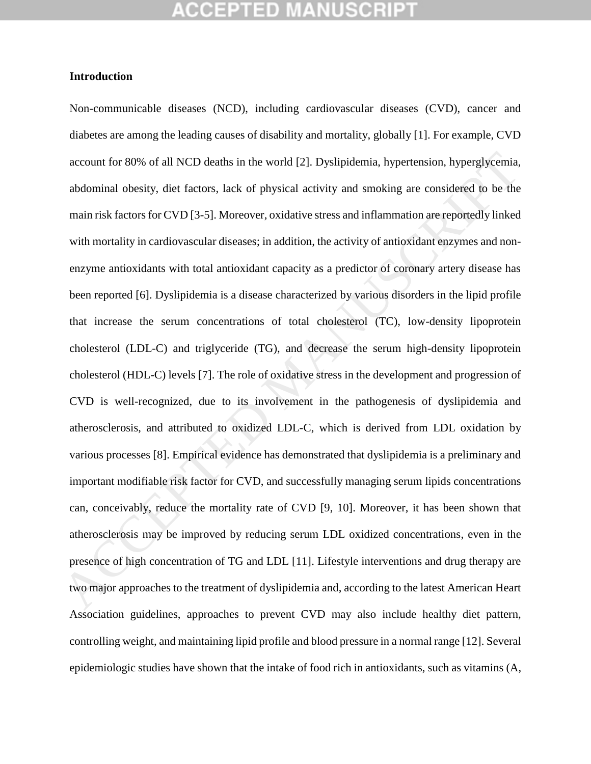## Introduction

Non-communicable diseases (NCD), including cardiovascular diseases (CVD), cancer and diabetes are among the leading causes of disability and mortality, globally [1]. For example, CVD account for 80% of all NCD deaths in the world [2]. Dyslipidemia, hypertension, hyperglycemia, abdominal obesity, diet factors, lack of physical activity and smoking are considered to be the main risk factors for CVD [3-5]. Moreover, oxidative stress and inflammation are reportedly linked with mortality in cardiovascular diseases; in addition, the activity of antioxidant enzymes and non-enzyme antioxidants with total antioxidant capacity as a predictor of coronary artery disease has been reported [6]. Dyslipidemia is a disease characterized by various disorders in the lipid profile that increase the serum concentrations of total cholesterol (TC), low-density lipoprotein cholesterol (LDL-C) and triglyceride (TG), and decrease the serum high-density lipoprotein cholesterol (HDL-C) levels [7]. The role of oxidative stress in the development and progression of CVD is well-recognized, due to its involvement in the pathogenesis of dyslipidemia and atherosclerosis, and attributed to oxidized LDL-C, which is derived from LDL oxidation by various processes [8]. Empirical evidence has demonstrated that dyslipidemia is a preliminary and important modifiable risk factor for CVD, and successfully managing serum lipids concentrations can, conceivably, reduce the mortality rate of CVD [9, 10]. Moreover, it has been shown that atherosclerosis may be improved by reducing serum LDL oxidized concentrations, even in the presence of high concentration of TG and LDL [11]. Lifestyle interventions and drug therapy are two major approaches to the treatment of dyslipidemia and, according to the latest American Heart Association guidelines, approaches to prevent CVD may also include healthy diet pattern, controlling weight, and maintaining lipid profile and blood pressure in a normal range [12]. Several epidemiologic studies have shown that the intake of food rich in antioxidants, such as vitamins (A,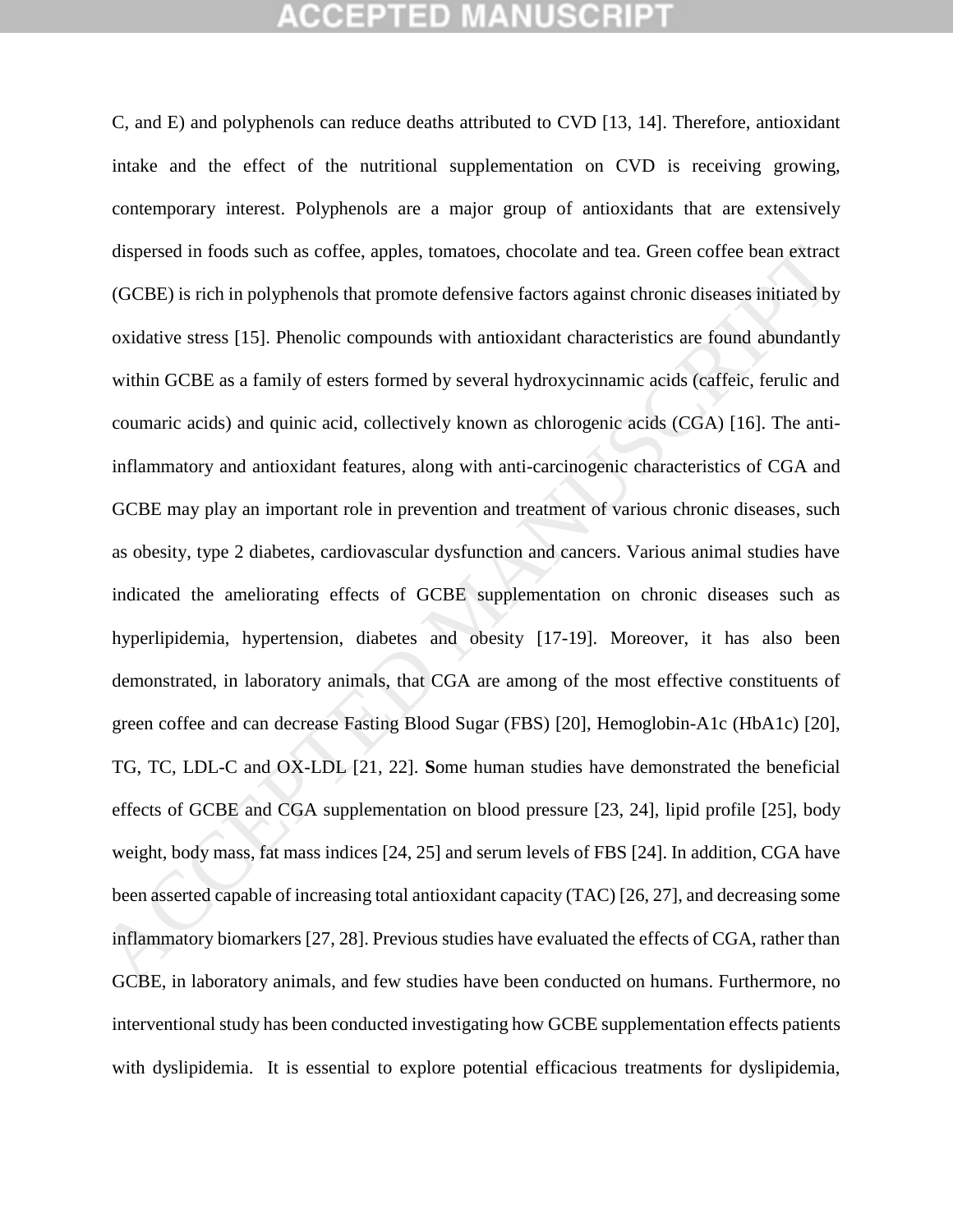C, and E) and polyphenols can reduce deaths attributed to CVD [13, 14]. Therefore, antioxidant intake and the effect of the nutritional supplementation on CVD is receiving growing, contemporary interest. Polyphenols are a major group of antioxidants that are extensively dispersed in foods such as coffee, apples, tomatoes, chocolate and tea. Green coffee bean extract (GCBE) is rich in polyphenols that promote defensive factors against chronic diseases initiated by oxidative stress [15]. Phenolic compounds with antioxidant characteristics are found abundantly within GCBE as a family of esters formed by several hydroxycinnamic acids (caffeic, ferulic and coumaric acids) and quinic acid, collectively known as chlorogenic acids (CGA) [16]. The anti-inflammatory and antioxidant features, along with anti-carcinogenic characteristics of CGA and GCBE may play an important role in prevention and treatment of various chronic diseases, such as obesity, type 2 diabetes, cardiovascular dysfunction and cancers. Various animal studies have indicated the ameliorating effects of GCBE supplementation on chronic diseases such as hyperlipidemia, hypertension, diabetes and obesity [17-19]. Moreover, it has also been demonstrated, in laboratory animals, that CGA are among of the most effective constituents of green coffee and can decrease Fasting Blood Sugar (FBS) [20], Hemoglobin-A1c (HbA1c) [20], TG, TC, LDL-C and OX-LDL [21, 22]. **S**ome human studies have demonstrated the beneficial effects of GCBE and CGA supplementation on blood pressure [23, 24], lipid profile [25], body weight, body mass, fat mass indices [24, 25] and serum levels of FBS [24]. In addition, CGA have been asserted capable of increasing total antioxidant capacity (TAC) [26, 27], and decreasing some inflammatory biomarkers [27, 28]. Previous studies have evaluated the effects of CGA, rather than GCBE, in laboratory animals, and few studies have been conducted on humans. Furthermore, no interventional study has been conducted investigating how GCBE supplementation effects patients with dyslipidemia. It is essential to explore potential efficacious treatments for dyslipidemia,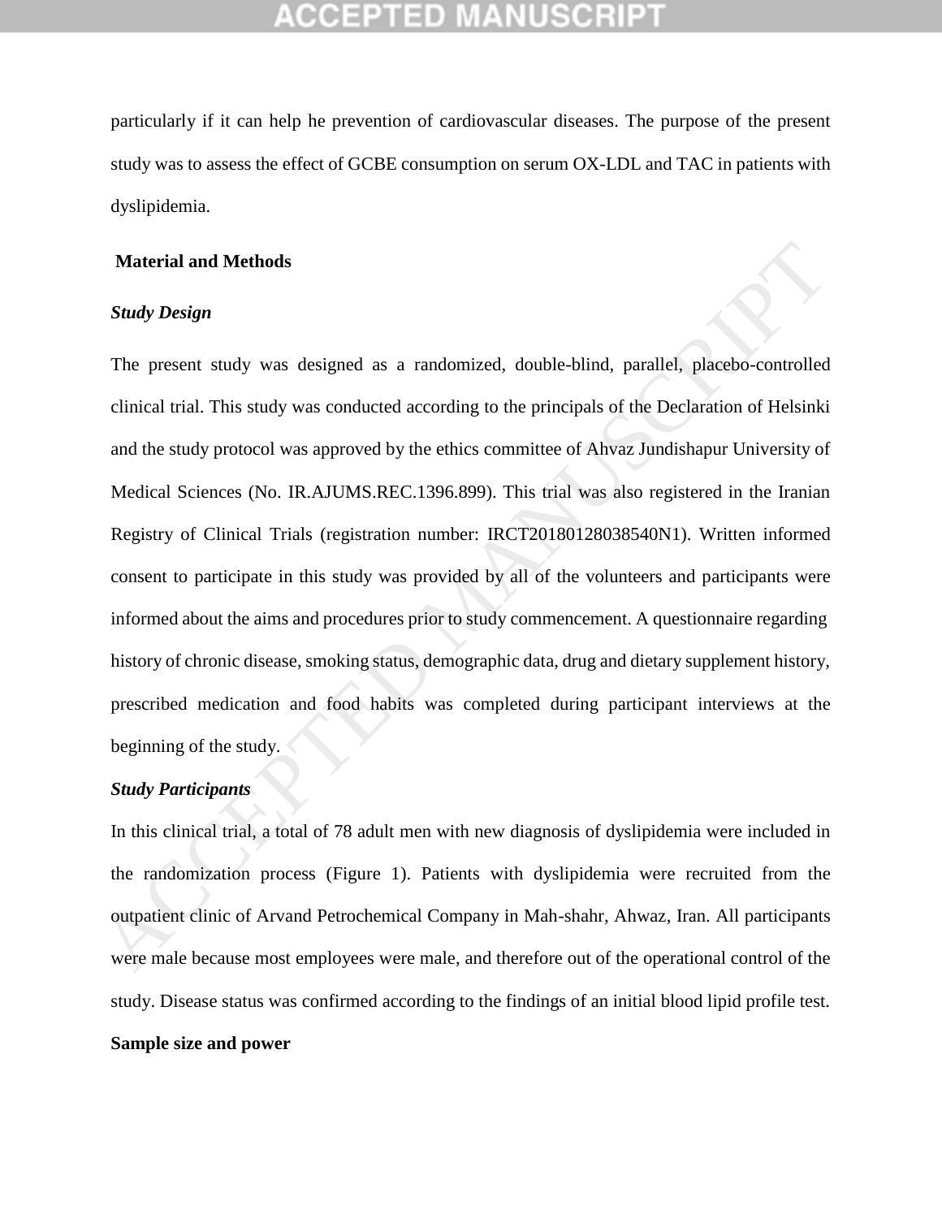particularly if it can help he prevention of cardiovascular diseases. The purpose of the present study was to assess the effect of GCBE consumption on serum OX-LDL and TAC in patients with dyslipidemia.

## Material and Methods

### *Study Design*

The present study was designed as a randomized, double-blind, parallel, placebo-controlled clinical trial. This study was conducted according to the principals of the Declaration of Helsinki and the study protocol was approved by the ethics committee of Ahvaz Jundishapur University of Medical Sciences (No. IR.AJUMS.REC.1396.899). This trial was also registered in the Iranian Registry of Clinical Trials (registration number: IRCT20180128038540N1). Written informed consent to participate in this study was provided by all of the volunteers and participants were informed about the aims and procedures prior to study commencement. A questionnaire regarding history of chronic disease, smoking status, demographic data, drug and dietary supplement history, prescribed medication and food habits was completed during participant interviews at the beginning of the study.

### *Study Participants*

In this clinical trial, a total of 78 adult men with new diagnosis of dyslipidemia were included in the randomization process (Figure 1). Patients with dyslipidemia were recruited from the outpatient clinic of Arvand Petrochemical Company in Mah-shahr, Ahwaz, Iran. All participants were male because most employees were male, and therefore out of the operational control of the study. Disease status was confirmed according to the findings of an initial blood lipid profile test.

### Sample size and power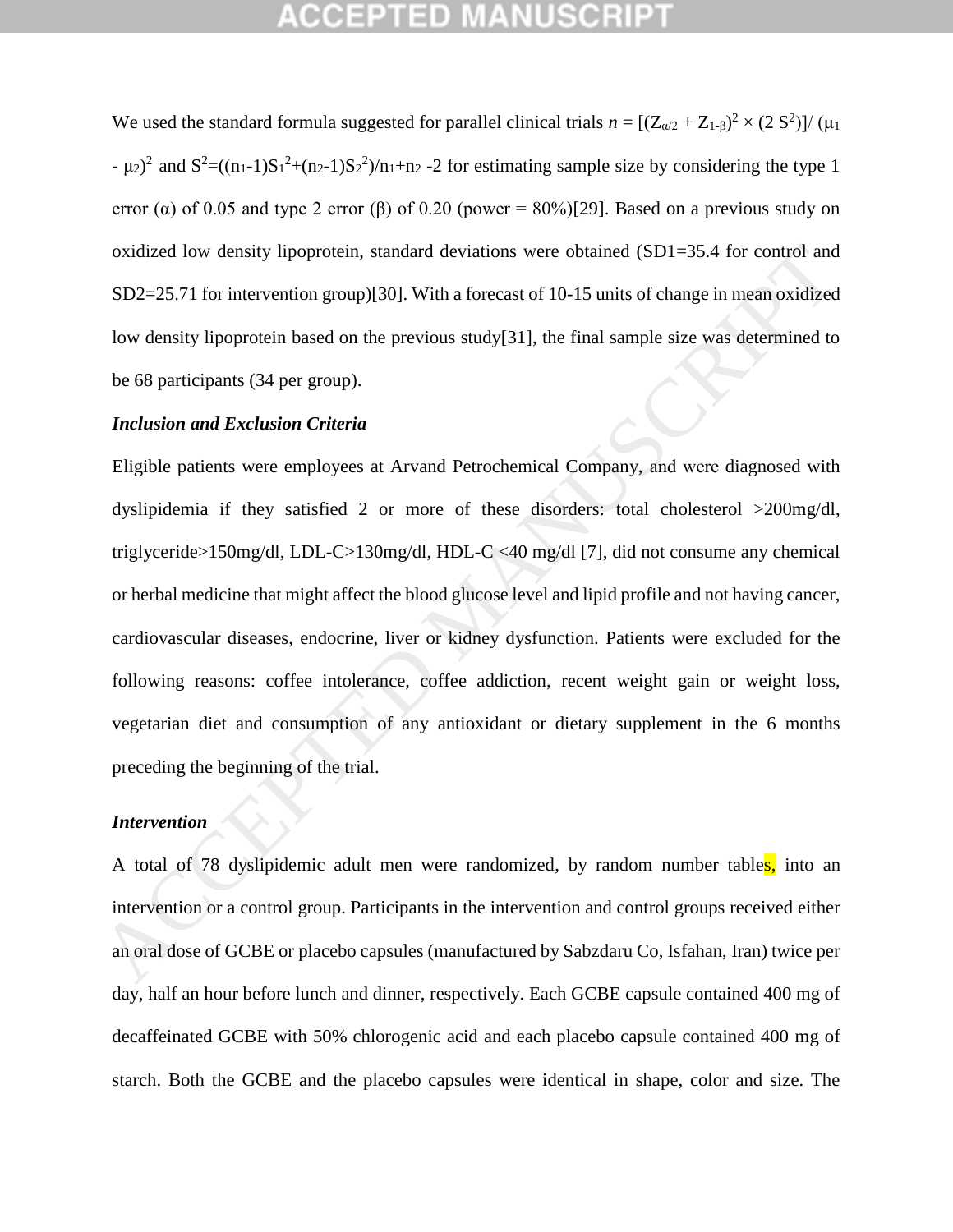We used the standard formula suggested for parallel clinical trials $n = [(Z_{\alpha/2} + Z_{1-\beta})^2 \times (2\ S^2)] / (\mu_1 - \mu_2)^2$ and $S^2 = ((n_1-1)S_1^2 + (n_2-1)S_2^2)/n_1+n_2-2$ for estimating sample size by considering the type 1 error ($\alpha$) of 0.05 and type 2 error ($\beta$) of 0.20 (power = 80%)[29]. Based on a previous study on oxidized low density lipoprotein, standard deviations were obtained (SD1=35.4 for control and SD2=25.71 for intervention group)[30]. With a forecast of 10-15 units of change in mean oxidized low density lipoprotein based on the previous study[31], the final sample size was determined to be 68 participants (34 per group).

### *Inclusion and Exclusion Criteria*

Eligible patients were employees at Arvand Petrochemical Company, and were diagnosed with dyslipidemia if they satisfied 2 or more of these disorders: total cholesterol >200mg/dl, triglyceride>150mg/dl, LDL-C>130mg/dl, HDL-C <40 mg/dl [7], did not consume any chemical or herbal medicine that might affect the blood glucose level and lipid profile and not having cancer, cardiovascular diseases, endocrine, liver or kidney dysfunction. Patients were excluded for the following reasons: coffee intolerance, coffee addiction, recent weight gain or weight loss, vegetarian diet and consumption of any antioxidant or dietary supplement in the 6 months preceding the beginning of the trial.

### *Intervention*

A total of 78 dyslipidemic adult men were randomized, by random number tables, into an intervention or a control group. Participants in the intervention and control groups received either an oral dose of GCBE or placebo capsules (manufactured by Sabzdaru Co, Isfahan, Iran) twice per day, half an hour before lunch and dinner, respectively. Each GCBE capsule contained 400 mg of decaffeinated GCBE with 50% chlorogenic acid and each placebo capsule contained 400 mg of starch. Both the GCBE and the placebo capsules were identical in shape, color and size. The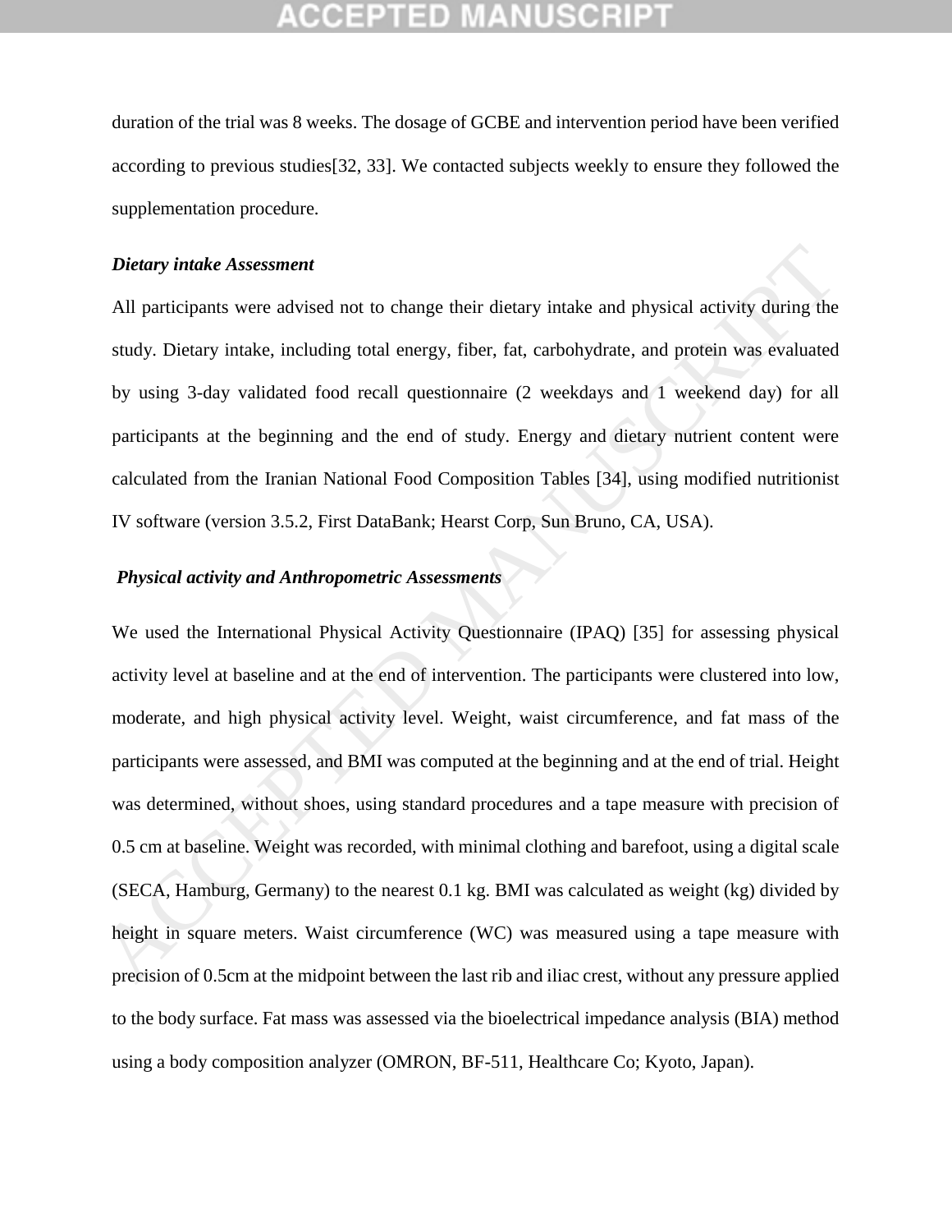duration of the trial was 8 weeks. The dosage of GCBE and intervention period have been verified according to previous studies[32, 33]. We contacted subjects weekly to ensure they followed the supplementation procedure.

### *Dietary intake Assessment*

All participants were advised not to change their dietary intake and physical activity during the study. Dietary intake, including total energy, fiber, fat, carbohydrate, and protein was evaluated by using 3-day validated food recall questionnaire (2 weekdays and 1 weekend day) for all participants at the beginning and the end of study. Energy and dietary nutrient content were calculated from the Iranian National Food Composition Tables [34], using modified nutritionist IV software (version 3.5.2, First DataBank; Hearst Corp, Sun Bruno, CA, USA).

### *Physical activity and Anthropometric Assessments*

We used the International Physical Activity Questionnaire (IPAQ) [35] for assessing physical activity level at baseline and at the end of intervention. The participants were clustered into low, moderate, and high physical activity level. Weight, waist circumference, and fat mass of the participants were assessed, and BMI was computed at the beginning and at the end of trial. Height was determined, without shoes, using standard procedures and a tape measure with precision of 0.5 cm at baseline. Weight was recorded, with minimal clothing and barefoot, using a digital scale (SECA, Hamburg, Germany) to the nearest 0.1 kg. BMI was calculated as weight (kg) divided by height in square meters. Waist circumference (WC) was measured using a tape measure with precision of 0.5cm at the midpoint between the last rib and iliac crest, without any pressure applied to the body surface. Fat mass was assessed via the bioelectrical impedance analysis (BIA) method using a body composition analyzer (OMRON, BF-511, Healthcare Co; Kyoto, Japan).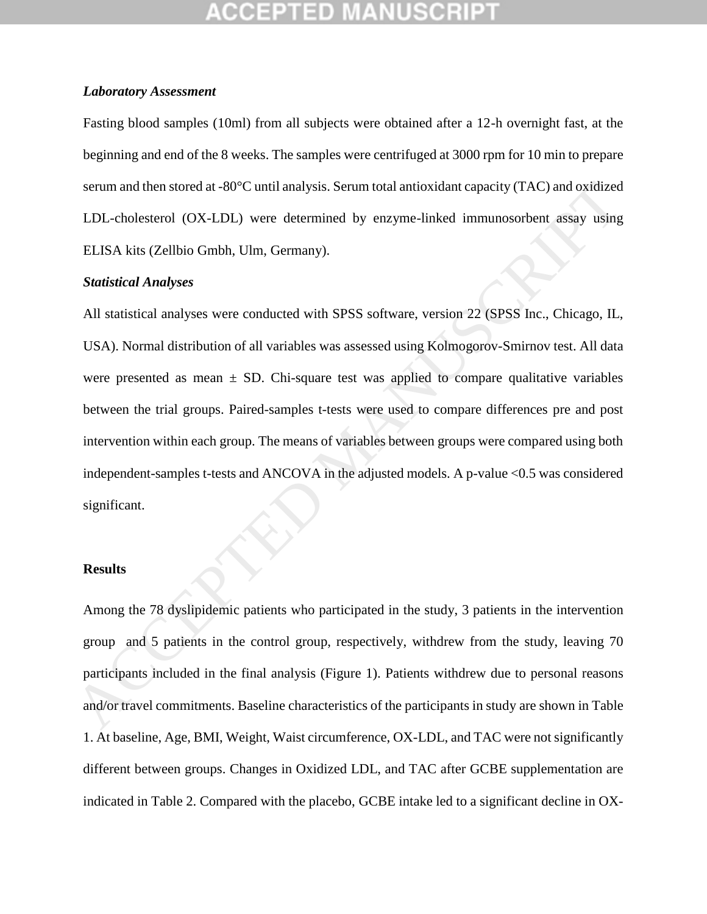***Laboratory Assessment***

Fasting blood samples (10ml) from all subjects were obtained after a 12-h overnight fast, at the beginning and end of the 8 weeks. The samples were centrifuged at 3000 rpm for 10 min to prepare serum and then stored at -80°C until analysis. Serum total antioxidant capacity (TAC) and oxidized LDL-cholesterol (OX-LDL) were determined by enzyme-linked immunosorbent assay using ELISA kits (Zellbio Gmbh, Ulm, Germany).

***Statistical Analyses***

All statistical analyses were conducted with SPSS software, version 22 (SPSS Inc., Chicago, IL, USA). Normal distribution of all variables was assessed using Kolmogorov-Smirnov test. All data were presented as mean ± SD. Chi-square test was applied to compare qualitative variables between the trial groups. Paired-samples t-tests were used to compare differences pre and post intervention within each group. The means of variables between groups were compared using both independent-samples t-tests and ANCOVA in the adjusted models. A p-value <0.5 was considered significant.

**Results**

Among the 78 dyslipidemic patients who participated in the study, 3 patients in the intervention group and 5 patients in the control group, respectively, withdrew from the study, leaving 70 participants included in the final analysis (Figure 1). Patients withdrew due to personal reasons and/or travel commitments. Baseline characteristics of the participants in study are shown in Table 1. At baseline, Age, BMI, Weight, Waist circumference, OX-LDL, and TAC were not significantly different between groups. Changes in Oxidized LDL, and TAC after GCBE supplementation are indicated in Table 2. Compared with the placebo, GCBE intake led to a significant decline in OX-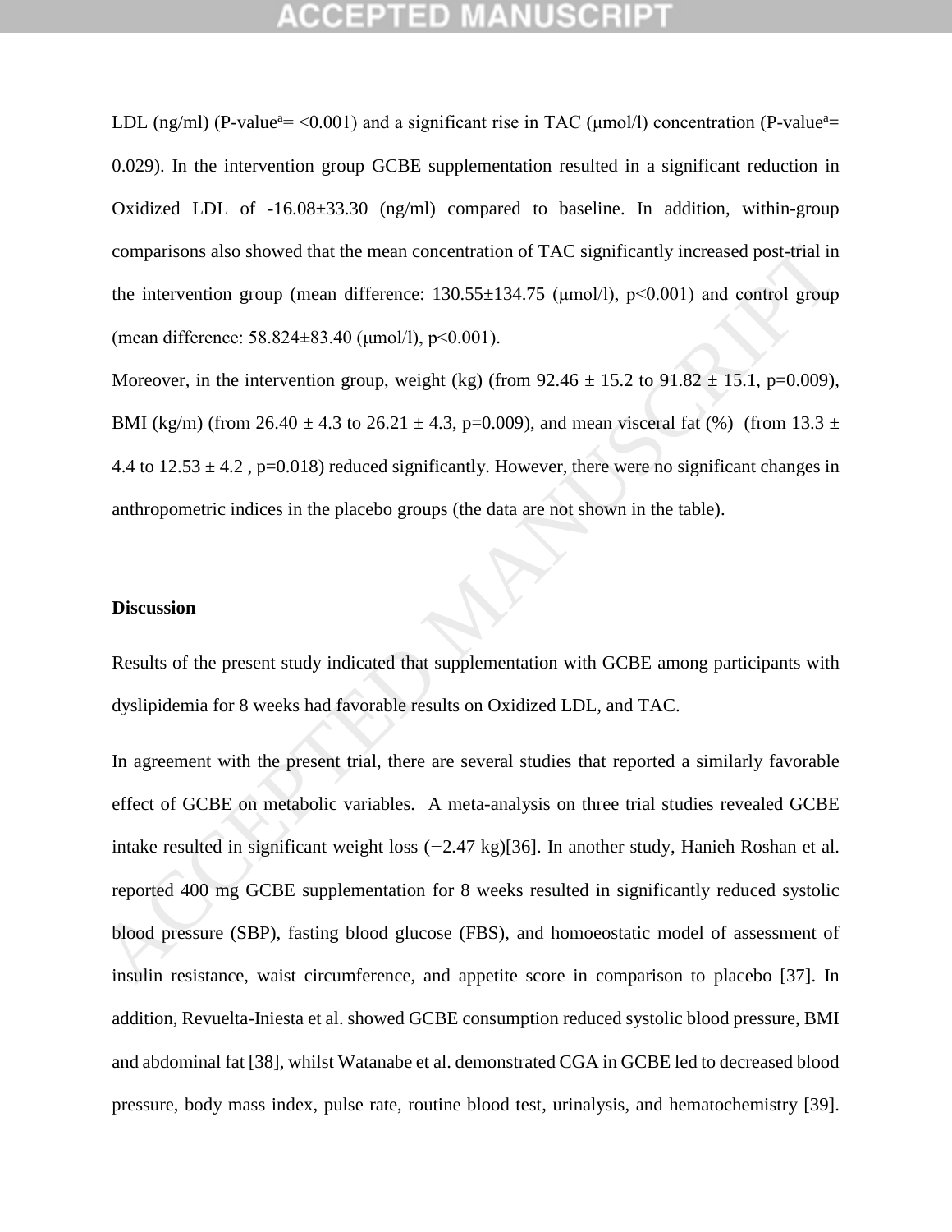LDL (ng/ml) (P-value[a]= <0.001) and a significant rise in TAC (μmol/l) concentration (P-value[a]= 0.029). In the intervention group GCBE supplementation resulted in a significant reduction in Oxidized LDL of -16.08±33.30 (ng/ml) compared to baseline. In addition, within-group comparisons also showed that the mean concentration of TAC significantly increased post-trial in the intervention group (mean difference: 130.55±134.75 (μmol/l), p<0.001) and control group (mean difference: 58.824±83.40 (μmol/l), p<0.001).

Moreover, in the intervention group, weight (kg) (from 92.46 ± 15.2 to 91.82 ± 15.1, p=0.009), BMI (kg/m) (from 26.40 ± 4.3 to 26.21 ± 4.3, p=0.009), and mean visceral fat (%) (from 13.3 ± 4.4 to 12.53 ± 4.2 , p=0.018) reduced significantly. However, there were no significant changes in anthropometric indices in the placebo groups (the data are not shown in the table).

## Discussion

Results of the present study indicated that supplementation with GCBE among participants with dyslipidemia for 8 weeks had favorable results on Oxidized LDL, and TAC.

In agreement with the present trial, there are several studies that reported a similarly favorable effect of GCBE on metabolic variables. A meta-analysis on three trial studies revealed GCBE intake resulted in significant weight loss (−2.47 kg)[36]. In another study, Hanieh Roshan et al. reported 400 mg GCBE supplementation for 8 weeks resulted in significantly reduced systolic blood pressure (SBP), fasting blood glucose (FBS), and homoeostatic model of assessment of insulin resistance, waist circumference, and appetite score in comparison to placebo [37]. In addition, Revuelta-Iniesta et al. showed GCBE consumption reduced systolic blood pressure, BMI and abdominal fat [38], whilst Watanabe et al. demonstrated CGA in GCBE led to decreased blood pressure, body mass index, pulse rate, routine blood test, urinalysis, and hematochemistry [39].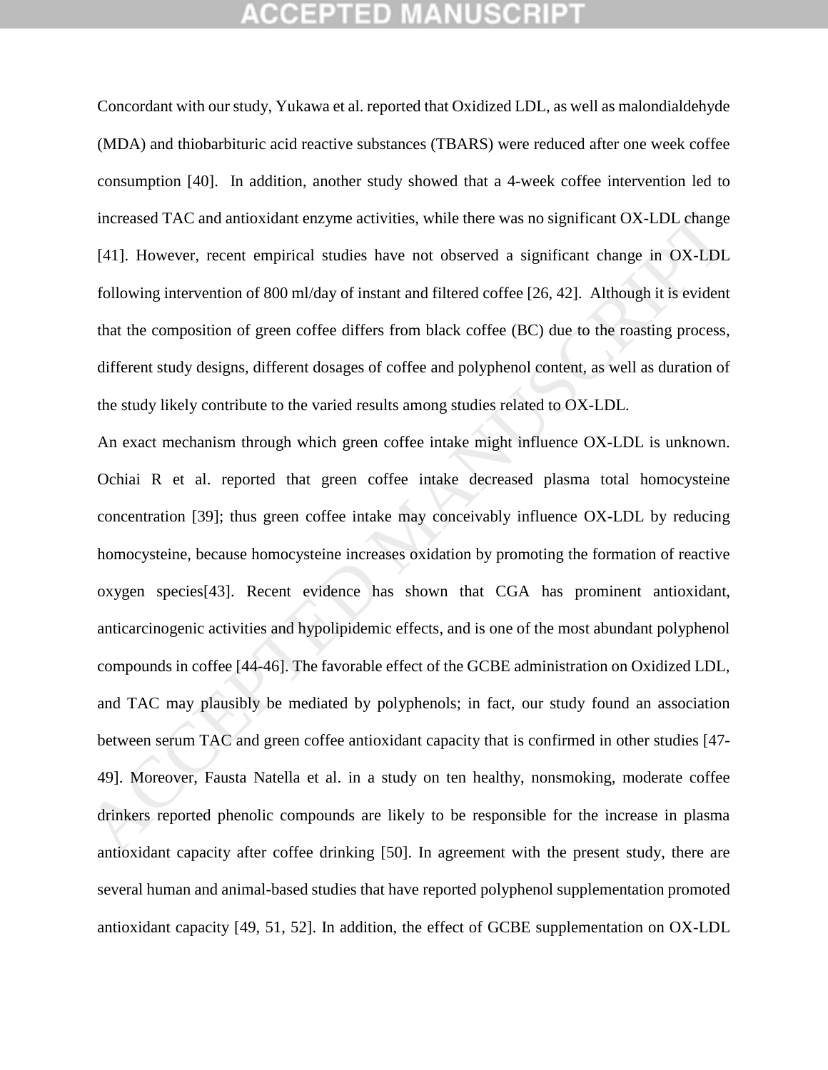Concordant with our study, Yukawa et al. reported that Oxidized LDL, as well as malondialdehyde (MDA) and thiobarbituric acid reactive substances (TBARS) were reduced after one week coffee consumption [40]. In addition, another study showed that a 4-week coffee intervention led to increased TAC and antioxidant enzyme activities, while there was no significant OX-LDL change [41]. However, recent empirical studies have not observed a significant change in OX-LDL following intervention of 800 ml/day of instant and filtered coffee [26, 42]. Although it is evident that the composition of green coffee differs from black coffee (BC) due to the roasting process, different study designs, different dosages of coffee and polyphenol content, as well as duration of the study likely contribute to the varied results among studies related to OX-LDL.

An exact mechanism through which green coffee intake might influence OX-LDL is unknown. Ochiai R et al. reported that green coffee intake decreased plasma total homocysteine concentration [39]; thus green coffee intake may conceivably influence OX-LDL by reducing homocysteine, because homocysteine increases oxidation by promoting the formation of reactive oxygen species[43]. Recent evidence has shown that CGA has prominent antioxidant, anticarcinogenic activities and hypolipidemic effects, and is one of the most abundant polyphenol compounds in coffee [44-46]. The favorable effect of the GCBE administration on Oxidized LDL, and TAC may plausibly be mediated by polyphenols; in fact, our study found an association between serum TAC and green coffee antioxidant capacity that is confirmed in other studies [47-49]. Moreover, Fausta Natella et al. in a study on ten healthy, nonsmoking, moderate coffee drinkers reported phenolic compounds are likely to be responsible for the increase in plasma antioxidant capacity after coffee drinking [50]. In agreement with the present study, there are several human and animal-based studies that have reported polyphenol supplementation promoted antioxidant capacity [49, 51, 52]. In addition, the effect of GCBE supplementation on OX-LDL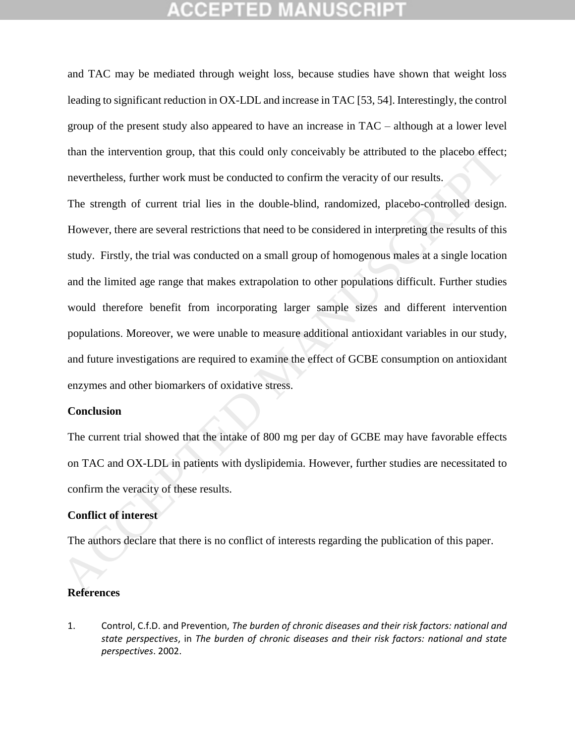and TAC may be mediated through weight loss, because studies have shown that weight loss leading to significant reduction in OX-LDL and increase in TAC [53, 54]. Interestingly, the control group of the present study also appeared to have an increase in TAC – although at a lower level than the intervention group, that this could only conceivably be attributed to the placebo effect; nevertheless, further work must be conducted to confirm the veracity of our results.

The strength of current trial lies in the double-blind, randomized, placebo-controlled design. However, there are several restrictions that need to be considered in interpreting the results of this study. Firstly, the trial was conducted on a small group of homogenous males at a single location and the limited age range that makes extrapolation to other populations difficult. Further studies would therefore benefit from incorporating larger sample sizes and different intervention populations. Moreover, we were unable to measure additional antioxidant variables in our study, and future investigations are required to examine the effect of GCBE consumption on antioxidant enzymes and other biomarkers of oxidative stress.

## Conclusion

The current trial showed that the intake of 800 mg per day of GCBE may have favorable effects on TAC and OX-LDL in patients with dyslipidemia. However, further studies are necessitated to confirm the veracity of these results.

## Conflict of interest

The authors declare that there is no conflict of interests regarding the publication of this paper.

## References

1. Control, C.f.D. and Prevention, *The burden of chronic diseases and their risk factors: national and state perspectives*, in *The burden of chronic diseases and their risk factors: national and state perspectives*. 2002.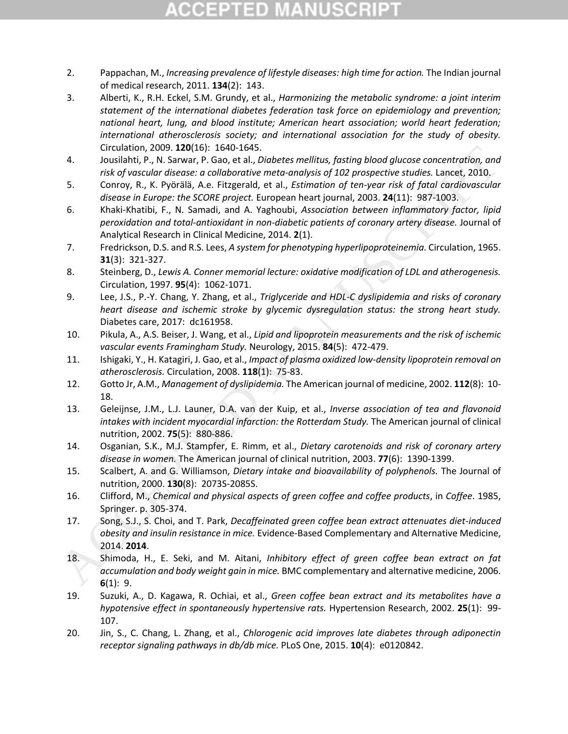2. Pappachan, M., *Increasing prevalence of lifestyle diseases: high time for action.* The Indian journal of medical research, 2011. **134**(2): 143.
3. Alberti, K., R.H. Eckel, S.M. Grundy, et al., *Harmonizing the metabolic syndrome: a joint interim statement of the international diabetes federation task force on epidemiology and prevention; national heart, lung, and blood institute; American heart association; world heart federation; international atherosclerosis society; and international association for the study of obesity.* Circulation, 2009. **120**(16): 1640-1645.
4. Jousilahti, P., N. Sarwar, P. Gao, et al., *Diabetes mellitus, fasting blood glucose concentration, and risk of vascular disease: a collaborative meta-analysis of 102 prospective studies.* Lancet, 2010.
5. Conroy, R., K. Pyörälä, A.e. Fitzgerald, et al., *Estimation of ten-year risk of fatal cardiovascular disease in Europe: the SCORE project.* European heart journal, 2003. **24**(11): 987-1003.
6. Khaki-Khatibi, F., N. Samadi, and A. Yaghoubi, *Association between inflammatory factor, lipid peroxidation and total-antioxidant in non-diabetic patients of coronary artery disease.* Journal of Analytical Research in Clinical Medicine, 2014. **2**(1).
7. Fredrickson, D.S. and R.S. Lees, *A system for phenotyping hyperlipoproteinemia.* Circulation, 1965. **31**(3): 321-327.
8. Steinberg, D., *Lewis A. Conner memorial lecture: oxidative modification of LDL and atherogenesis.* Circulation, 1997. **95**(4): 1062-1071.
9. Lee, J.S., P.-Y. Chang, Y. Zhang, et al., *Triglyceride and HDL-C dyslipidemia and risks of coronary heart disease and ischemic stroke by glycemic dysregulation status: the strong heart study.* Diabetes care, 2017: dc161958.
10. Pikula, A., A.S. Beiser, J. Wang, et al., *Lipid and lipoprotein measurements and the risk of ischemic vascular events Framingham Study.* Neurology, 2015. **84**(5): 472-479.
11. Ishigaki, Y., H. Katagiri, J. Gao, et al., *Impact of plasma oxidized low-density lipoprotein removal on atherosclerosis.* Circulation, 2008. **118**(1): 75-83.
12. Gotto Jr, A.M., *Management of dyslipidemia.* The American journal of medicine, 2002. **112**(8): 10-18.
13. Geleijnse, J.M., L.J. Launer, D.A. van der Kuip, et al., *Inverse association of tea and flavonoid intakes with incident myocardial infarction: the Rotterdam Study.* The American journal of clinical nutrition, 2002. **75**(5): 880-886.
14. Osganian, S.K., M.J. Stampfer, E. Rimm, et al., *Dietary carotenoids and risk of coronary artery disease in women.* The American journal of clinical nutrition, 2003. **77**(6): 1390-1399.
15. Scalbert, A. and G. Williamson, *Dietary intake and bioavailability of polyphenols.* The Journal of nutrition, 2000. **130**(8): 2073S-2085S.
16. Clifford, M., *Chemical and physical aspects of green coffee and coffee products*, in *Coffee*. 1985, Springer. p. 305-374.
17. Song, S.J., S. Choi, and T. Park, *Decaffeinated green coffee bean extract attenuates diet-induced obesity and insulin resistance in mice.* Evidence-Based Complementary and Alternative Medicine, 2014. **2014**.
18. Shimoda, H., E. Seki, and M. Aitani, *Inhibitory effect of green coffee bean extract on fat accumulation and body weight gain in mice.* BMC complementary and alternative medicine, 2006. **6**(1): 9.
19. Suzuki, A., D. Kagawa, R. Ochiai, et al., *Green coffee bean extract and its metabolites have a hypotensive effect in spontaneously hypertensive rats.* Hypertension Research, 2002. **25**(1): 99-107.
20. Jin, S., C. Chang, L. Zhang, et al., *Chlorogenic acid improves late diabetes through adiponectin receptor signaling pathways in db/db mice.* PLoS One, 2015. **10**(4): e0120842.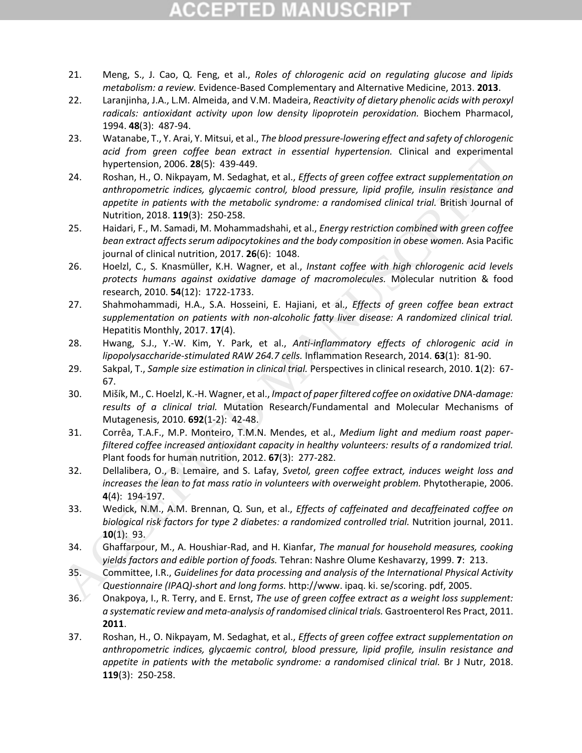21. Meng, S., J. Cao, Q. Feng, et al., *Roles of chlorogenic acid on regulating glucose and lipids metabolism: a review.* Evidence-Based Complementary and Alternative Medicine, 2013. **2013**.
22. Laranjinha, J.A., L.M. Almeida, and V.M. Madeira, *Reactivity of dietary phenolic acids with peroxyl radicals: antioxidant activity upon low density lipoprotein peroxidation.* Biochem Pharmacol, 1994. **48**(3): 487-94.
23. Watanabe, T., Y. Arai, Y. Mitsui, et al., *The blood pressure-lowering effect and safety of chlorogenic acid from green coffee bean extract in essential hypertension.* Clinical and experimental hypertension, 2006. **28**(5): 439-449.
24. Roshan, H., O. Nikpayam, M. Sedaghat, et al., *Effects of green coffee extract supplementation on anthropometric indices, glycaemic control, blood pressure, lipid profile, insulin resistance and appetite in patients with the metabolic syndrome: a randomised clinical trial.* British Journal of Nutrition, 2018. **119**(3): 250-258.
25. Haidari, F., M. Samadi, M. Mohammadshahi, et al., *Energy restriction combined with green coffee bean extract affects serum adipocytokines and the body composition in obese women.* Asia Pacific journal of clinical nutrition, 2017. **26**(6): 1048.
26. Hoelzl, C., S. Knasmüller, K.H. Wagner, et al., *Instant coffee with high chlorogenic acid levels protects humans against oxidative damage of macromolecules.* Molecular nutrition & food research, 2010. **54**(12): 1722-1733.
27. Shahmohammadi, H.A., S.A. Hosseini, E. Hajiani, et al., *Effects of green coffee bean extract supplementation on patients with non-alcoholic fatty liver disease: A randomized clinical trial.* Hepatitis Monthly, 2017. **17**(4).
28. Hwang, S.J., Y.-W. Kim, Y. Park, et al., *Anti-inflammatory effects of chlorogenic acid in lipopolysaccharide-stimulated RAW 264.7 cells.* Inflammation Research, 2014. **63**(1): 81-90.
29. Sakpal, T., *Sample size estimation in clinical trial.* Perspectives in clinical research, 2010. **1**(2): 67-67.
30. Mišík, M., C. Hoelzl, K.-H. Wagner, et al., *Impact of paper filtered coffee on oxidative DNA-damage: results of a clinical trial.* Mutation Research/Fundamental and Molecular Mechanisms of Mutagenesis, 2010. **692**(1-2): 42-48.
31. Corrêa, T.A.F., M.P. Monteiro, T.M.N. Mendes, et al., *Medium light and medium roast paper-filtered coffee increased antioxidant capacity in healthy volunteers: results of a randomized trial.* Plant foods for human nutrition, 2012. **67**(3): 277-282.
32. Dellalibera, O., B. Lemaire, and S. Lafay, *Svetol, green coffee extract, induces weight loss and increases the lean to fat mass ratio in volunteers with overweight problem.* Phytotherapie, 2006. **4**(4): 194-197.
33. Wedick, N.M., A.M. Brennan, Q. Sun, et al., *Effects of caffeinated and decaffeinated coffee on biological risk factors for type 2 diabetes: a randomized controlled trial.* Nutrition journal, 2011. **10**(1): 93.
34. Ghaffarpour, M., A. Houshiar-Rad, and H. Kianfar, *The manual for household measures, cooking yields factors and edible portion of foods.* Tehran: Nashre Olume Keshavarzy, 1999. **7**: 213.
35. Committee, I.R., *Guidelines for data processing and analysis of the International Physical Activity Questionnaire (IPAQ)-short and long forms.* http://www. ipaq. ki. se/scoring. pdf, 2005.
36. Onakpoya, I., R. Terry, and E. Ernst, *The use of green coffee extract as a weight loss supplement: a systematic review and meta-analysis of randomised clinical trials.* Gastroenterol Res Pract, 2011. **2011**.
37. Roshan, H., O. Nikpayam, M. Sedaghat, et al., *Effects of green coffee extract supplementation on anthropometric indices, glycaemic control, blood pressure, lipid profile, insulin resistance and appetite in patients with the metabolic syndrome: a randomised clinical trial.* Br J Nutr, 2018. **119**(3): 250-258.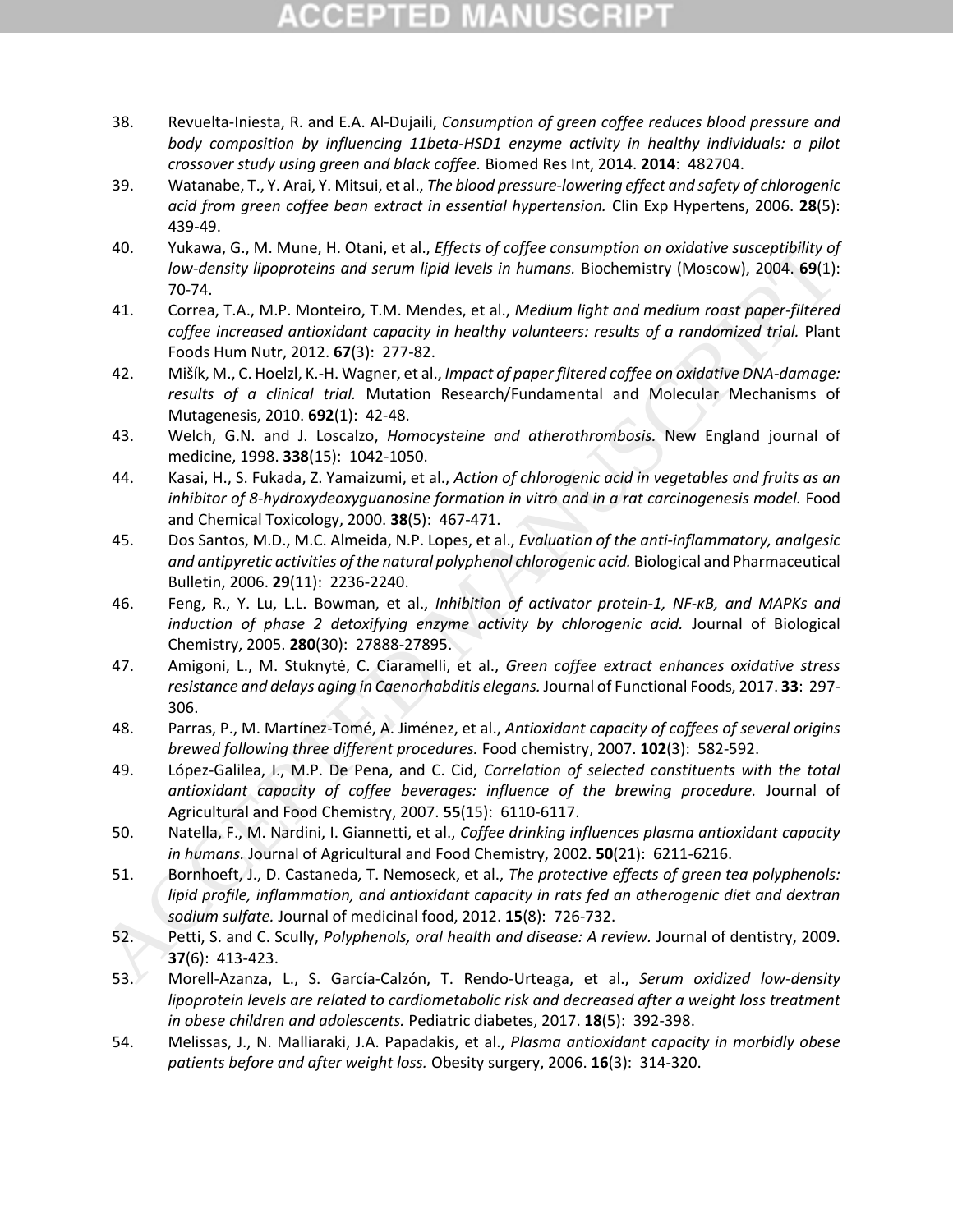38. Revuelta-Iniesta, R. and E.A. Al-Dujaili, *Consumption of green coffee reduces blood pressure and body composition by influencing 11beta-HSD1 enzyme activity in healthy individuals: a pilot crossover study using green and black coffee.* Biomed Res Int, 2014. **2014**: 482704.
39. Watanabe, T., Y. Arai, Y. Mitsui, et al., *The blood pressure-lowering effect and safety of chlorogenic acid from green coffee bean extract in essential hypertension.* Clin Exp Hypertens, 2006. **28**(5): 439-49.
40. Yukawa, G., M. Mune, H. Otani, et al., *Effects of coffee consumption on oxidative susceptibility of low-density lipoproteins and serum lipid levels in humans.* Biochemistry (Moscow), 2004. **69**(1): 70-74.
41. Correa, T.A., M.P. Monteiro, T.M. Mendes, et al., *Medium light and medium roast paper-filtered coffee increased antioxidant capacity in healthy volunteers: results of a randomized trial.* Plant Foods Hum Nutr, 2012. **67**(3): 277-82.
42. Mišík, M., C. Hoelzl, K.-H. Wagner, et al., *Impact of paper filtered coffee on oxidative DNA-damage: results of a clinical trial.* Mutation Research/Fundamental and Molecular Mechanisms of Mutagenesis, 2010. **692**(1): 42-48.
43. Welch, G.N. and J. Loscalzo, *Homocysteine and atherothrombosis.* New England journal of medicine, 1998. **338**(15): 1042-1050.
44. Kasai, H., S. Fukada, Z. Yamaizumi, et al., *Action of chlorogenic acid in vegetables and fruits as an inhibitor of 8-hydroxydeoxyguanosine formation in vitro and in a rat carcinogenesis model.* Food and Chemical Toxicology, 2000. **38**(5): 467-471.
45. Dos Santos, M.D., M.C. Almeida, N.P. Lopes, et al., *Evaluation of the anti-inflammatory, analgesic and antipyretic activities of the natural polyphenol chlorogenic acid.* Biological and Pharmaceutical Bulletin, 2006. **29**(11): 2236-2240.
46. Feng, R., Y. Lu, L.L. Bowman, et al., *Inhibition of activator protein-1, NF-κB, and MAPKs and induction of phase 2 detoxifying enzyme activity by chlorogenic acid.* Journal of Biological Chemistry, 2005. **280**(30): 27888-27895.
47. Amigoni, L., M. Stuknytė, C. Ciaramelli, et al., *Green coffee extract enhances oxidative stress resistance and delays aging in Caenorhabditis elegans.* Journal of Functional Foods, 2017. **33**: 297-306.
48. Parras, P., M. Martínez-Tomé, A. Jiménez, et al., *Antioxidant capacity of coffees of several origins brewed following three different procedures.* Food chemistry, 2007. **102**(3): 582-592.
49. López-Galilea, I., M.P. De Pena, and C. Cid, *Correlation of selected constituents with the total antioxidant capacity of coffee beverages: influence of the brewing procedure.* Journal of Agricultural and Food Chemistry, 2007. **55**(15): 6110-6117.
50. Natella, F., M. Nardini, I. Giannetti, et al., *Coffee drinking influences plasma antioxidant capacity in humans.* Journal of Agricultural and Food Chemistry, 2002. **50**(21): 6211-6216.
51. Bornhoeft, J., D. Castaneda, T. Nemoseck, et al., *The protective effects of green tea polyphenols: lipid profile, inflammation, and antioxidant capacity in rats fed an atherogenic diet and dextran sodium sulfate.* Journal of medicinal food, 2012. **15**(8): 726-732.
52. Petti, S. and C. Scully, *Polyphenols, oral health and disease: A review.* Journal of dentistry, 2009. **37**(6): 413-423.
53. Morell-Azanza, L., S. García-Calzón, T. Rendo-Urteaga, et al., *Serum oxidized low-density lipoprotein levels are related to cardiometabolic risk and decreased after a weight loss treatment in obese children and adolescents.* Pediatric diabetes, 2017. **18**(5): 392-398.
54. Melissas, J., N. Malliaraki, J.A. Papadakis, et al., *Plasma antioxidant capacity in morbidly obese patients before and after weight loss.* Obesity surgery, 2006. **16**(3): 314-320.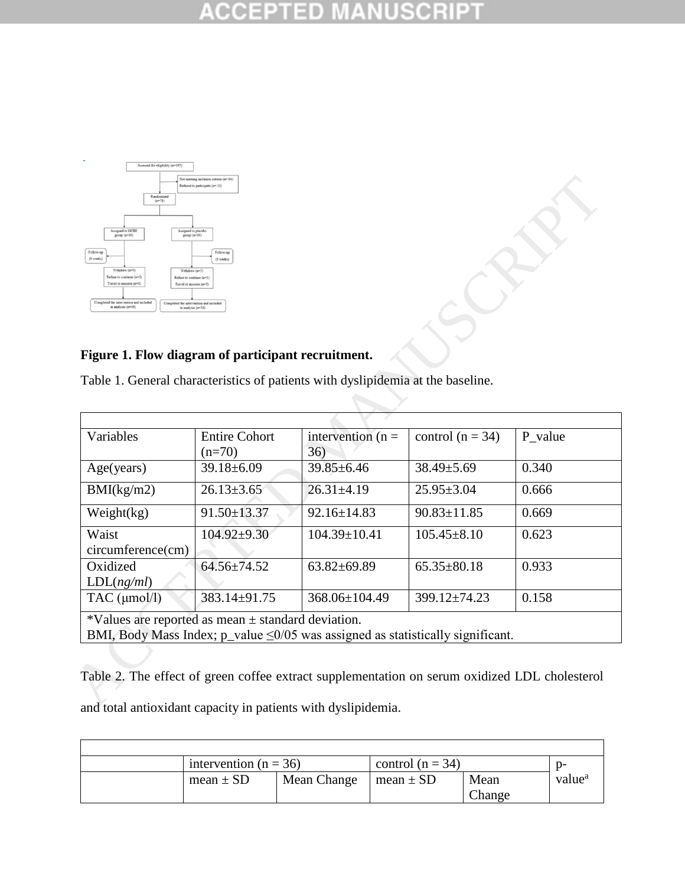**Figure 1. Flow diagram of participant recruitment.**

Table 1. General characteristics of patients with dyslipidemia at the baseline.

| Variables | Entire Cohort (n=70) | intervention (n = 36) | control (n = 34) | P_value |
|---|---|---|---|---|
| Age(years) | 39.18±6.09 | 39.85±6.46 | 38.49±5.69 | 0.340 |
| BMI(kg/m2) | 26.13±3.65 | 26.31±4.19 | 25.95±3.04 | 0.666 |
| Weight(kg) | 91.50±13.37 | 92.16±14.83 | 90.83±11.85 | 0.669 |
| Waist circumference(cm) | 104.92±9.30 | 104.39±10.41 | 105.45±8.10 | 0.623 |
| Oxidized LDL(*ng/ml*) | 64.56±74.52 | 63.82±69.89 | 65.35±80.18 | 0.933 |
| TAC (μmol/l) | 383.14±91.75 | 368.06±104.49 | 399.12±74.23 | 0.158 |

*Values are reported as mean ± standard deviation.
BMI, Body Mass Index; p_value ≤0/05 was assigned as statistically significant.

Table 2. The effect of green coffee extract supplementation on serum oxidized LDL cholesterol and total antioxidant capacity in patients with dyslipidemia.

| | intervention (n = 36) | | control (n = 34) | | p-value[a] |
|---|---|---|---|---|---|
| | mean ± SD | Mean Change | mean ± SD | Mean Change | |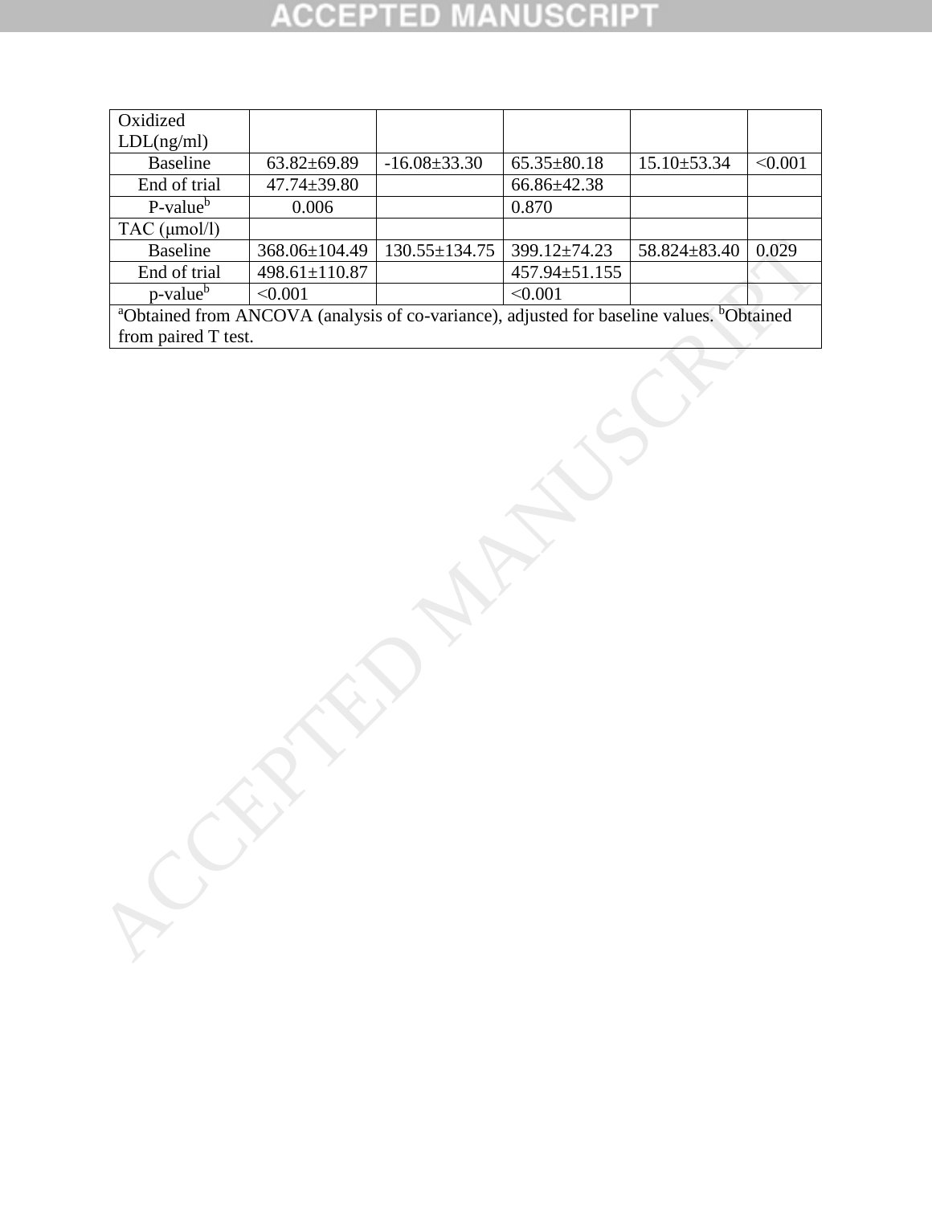| | | | | | |
|---|---|---|---|---|---|
| Oxidized LDL(ng/ml) | | | | | |
| Baseline | 63.82±69.89 | -16.08±33.30 | 65.35±80.18 | 15.10±53.34 | <0.001 |
| End of trial | 47.74±39.80 | | 66.86±42.38 | | |
| P-value[b] | 0.006 | | 0.870 | | |
| TAC (μmol/l) | | | | | |
| Baseline | 368.06±104.49 | 130.55±134.75 | 399.12±74.23 | 58.824±83.40 | 0.029 |
| End of trial | 498.61±110.87 | | 457.94±51.155 | | |
| p-value[b] | <0.001 | | <0.001 | | |

[a]Obtained from ANCOVA (analysis of co-variance), adjusted for baseline values. [b]Obtained from paired T test.